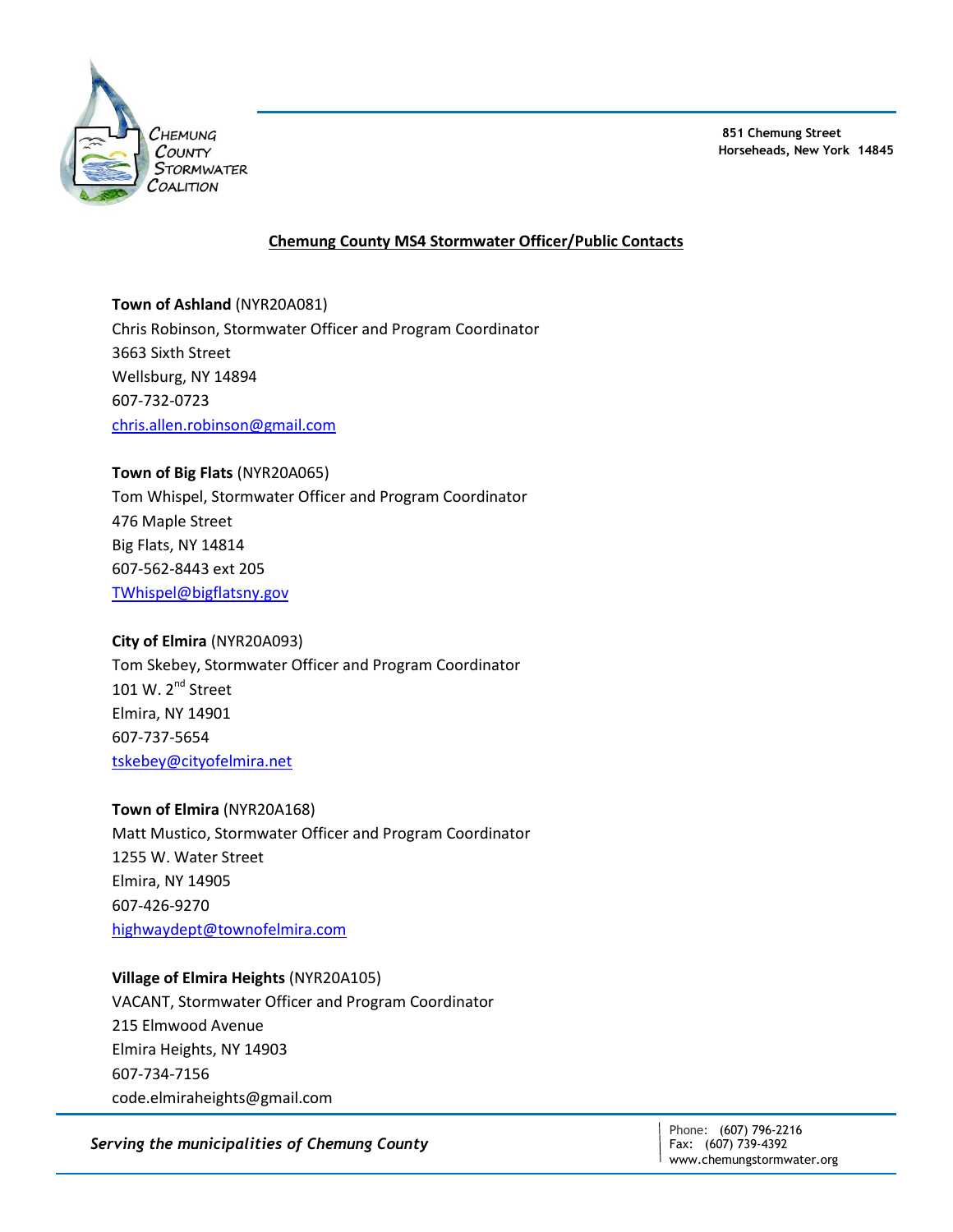CHEMUNG COUNTY STORMWATER COALITION

851 Chemung Street
Horseheads, New York 14845

## Chemung County MS4 Stormwater Officer/Public Contacts

**Town of Ashland** (NYR20A081)
Chris Robinson, Stormwater Officer and Program Coordinator
3663 Sixth Street
Wellsburg, NY 14894
607-732-0723
chris.allen.robinson@gmail.com

**Town of Big Flats** (NYR20A065)
Tom Whispel, Stormwater Officer and Program Coordinator
476 Maple Street
Big Flats, NY 14814
607-562-8443 ext 205
TWhispel@bigflatsny.gov

**City of Elmira** (NYR20A093)
Tom Skebey, Stormwater Officer and Program Coordinator
101 W. 2nd Street
Elmira, NY 14901
607-737-5654
tskebey@cityofelmira.net

**Town of Elmira** (NYR20A168)
Matt Mustico, Stormwater Officer and Program Coordinator
1255 W. Water Street
Elmira, NY 14905
607-426-9270
highwaydept@townofelmira.com

**Village of Elmira Heights** (NYR20A105)
VACANT, Stormwater Officer and Program Coordinator
215 Elmwood Avenue
Elmira Heights, NY 14903
607-734-7156
code.elmiraheights@gmail.com

*Serving the municipalities of Chemung County*

Phone: (607) 796-2216
Fax: (607) 739-4392
www.chemungstormwater.org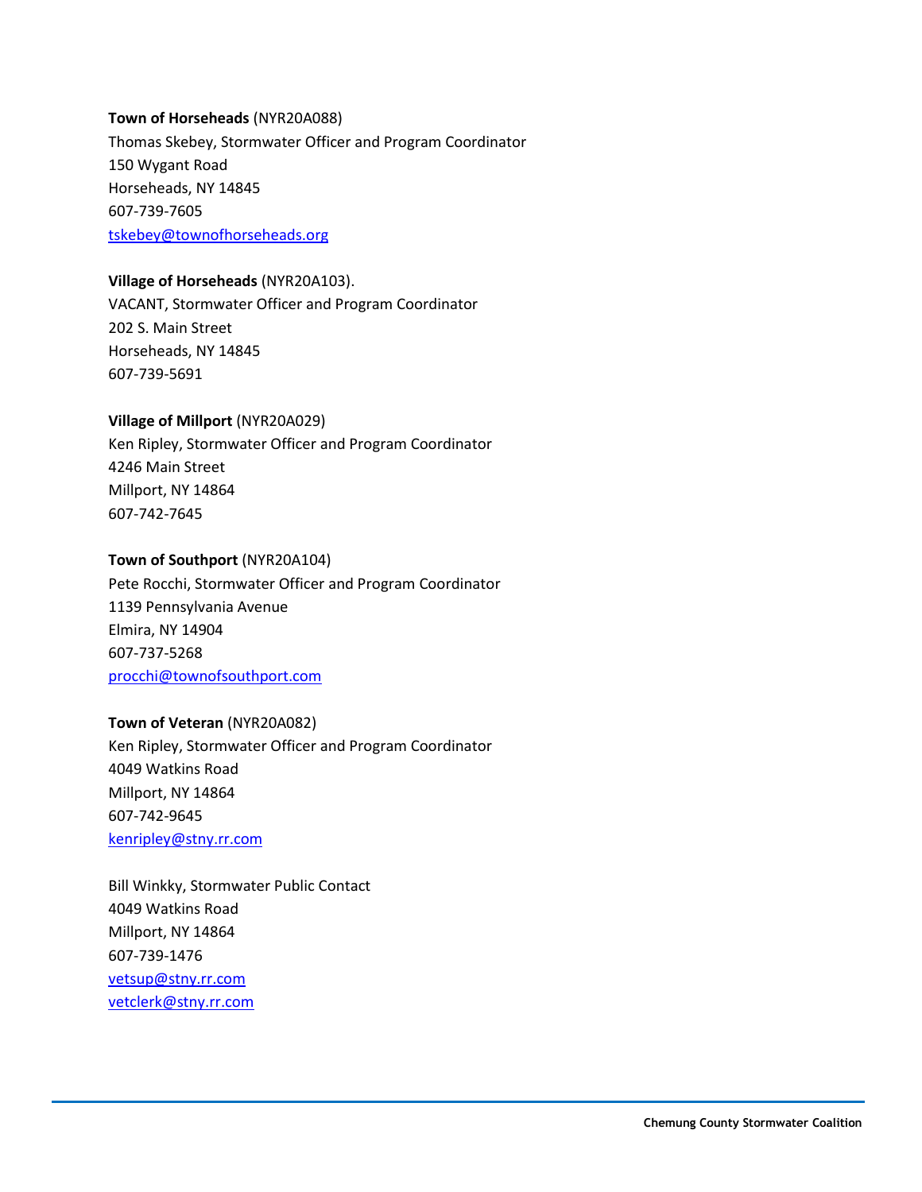**Town of Horseheads** (NYR20A088)
Thomas Skebey, Stormwater Officer and Program Coordinator
150 Wygant Road
Horseheads, NY 14845
607-739-7605
tskebey@townofhorseheads.org

**Village of Horseheads** (NYR20A103).
VACANT, Stormwater Officer and Program Coordinator
202 S. Main Street
Horseheads, NY 14845
607-739-5691

**Village of Millport** (NYR20A029)
Ken Ripley, Stormwater Officer and Program Coordinator
4246 Main Street
Millport, NY 14864
607-742-7645

**Town of Southport** (NYR20A104)
Pete Rocchi, Stormwater Officer and Program Coordinator
1139 Pennsylvania Avenue
Elmira, NY 14904
607-737-5268
procchi@townofsouthport.com

**Town of Veteran** (NYR20A082)
Ken Ripley, Stormwater Officer and Program Coordinator
4049 Watkins Road
Millport, NY 14864
607-742-9645
kenripley@stny.rr.com

Bill Winkky, Stormwater Public Contact
4049 Watkins Road
Millport, NY 14864
607-739-1476
vetsup@stny.rr.com
vetclerk@stny.rr.com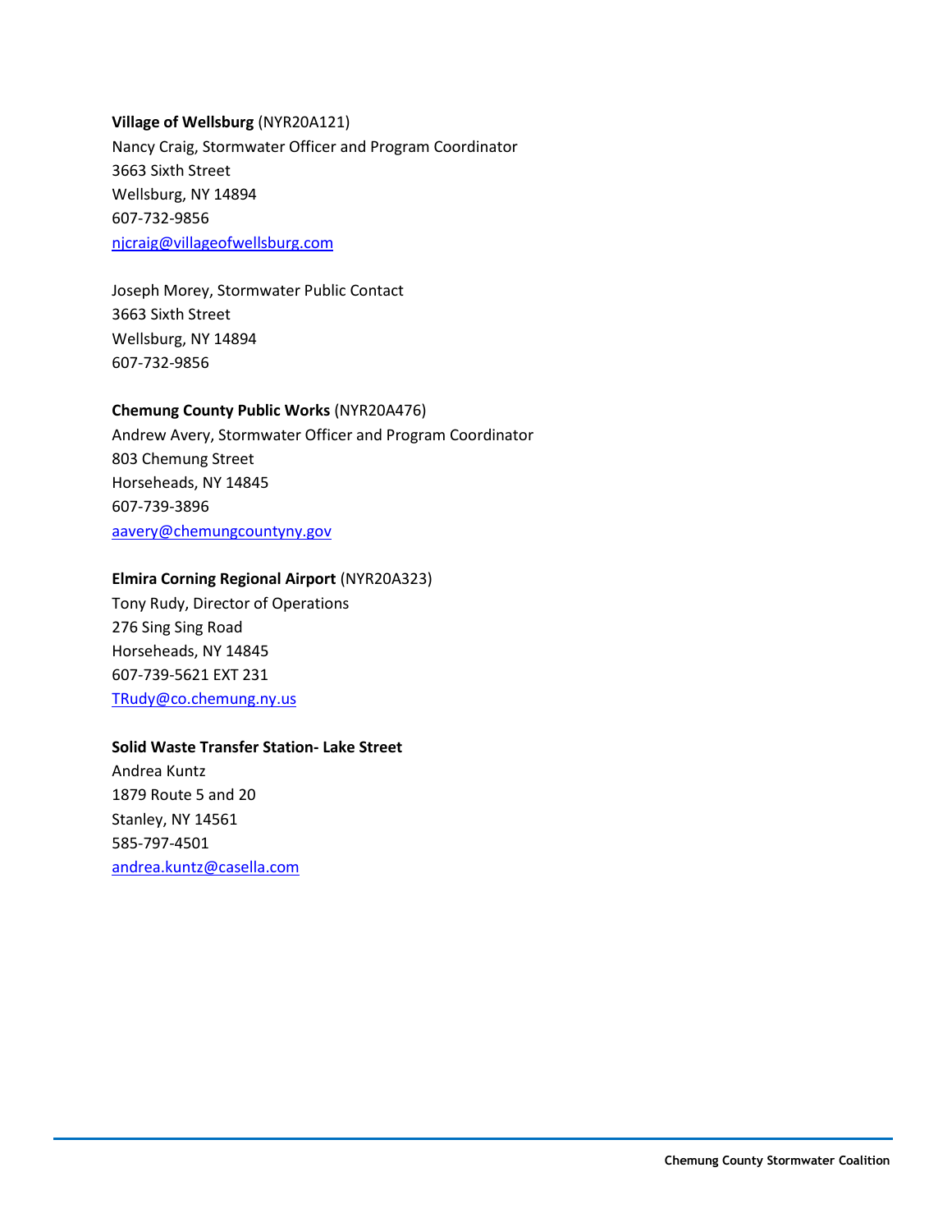**Village of Wellsburg** (NYR20A121)
Nancy Craig, Stormwater Officer and Program Coordinator
3663 Sixth Street
Wellsburg, NY 14894
607-732-9856
njcraig@villageofwellsburg.com

Joseph Morey, Stormwater Public Contact
3663 Sixth Street
Wellsburg, NY 14894
607-732-9856

**Chemung County Public Works** (NYR20A476)
Andrew Avery, Stormwater Officer and Program Coordinator
803 Chemung Street
Horseheads, NY 14845
607-739-3896
aavery@chemungcountyny.gov

**Elmira Corning Regional Airport** (NYR20A323)
Tony Rudy, Director of Operations
276 Sing Sing Road
Horseheads, NY 14845
607-739-5621 EXT 231
TRudy@co.chemung.ny.us

**Solid Waste Transfer Station- Lake Street**
Andrea Kuntz
1879 Route 5 and 20
Stanley, NY 14561
585-797-4501
andrea.kuntz@casella.com